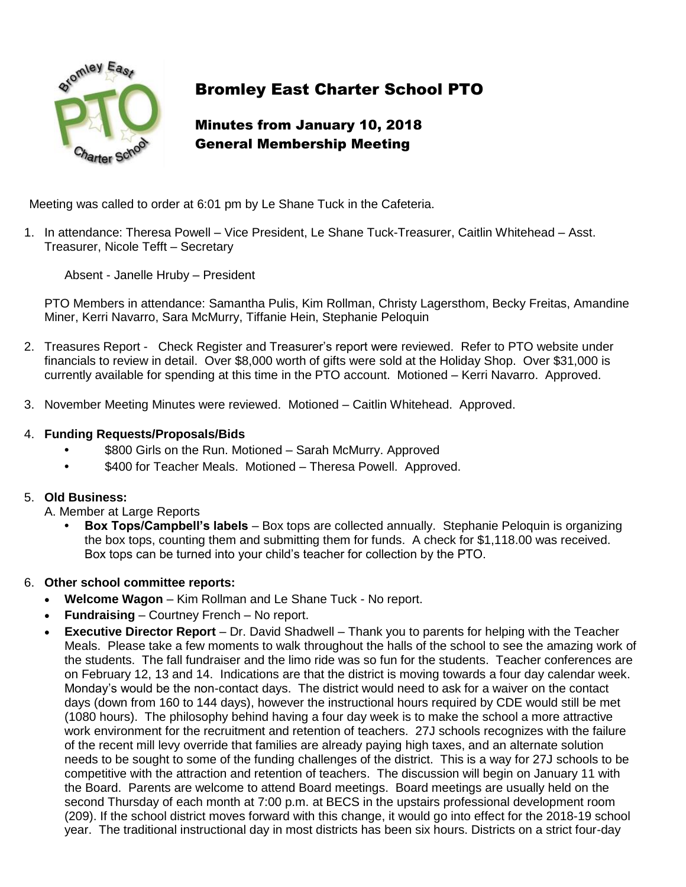# Bromley East Charter School PTO

## Minutes from January 10, 2018
## General Membership Meeting

Meeting was called to order at 6:01 pm by Le Shane Tuck in the Cafeteria.

1. In attendance: Theresa Powell – Vice President, Le Shane Tuck-Treasurer, Caitlin Whitehead – Asst. Treasurer, Nicole Tefft – Secretary

   Absent - Janelle Hruby – President

   PTO Members in attendance: Samantha Pulis, Kim Rollman, Christy Lagersthom, Becky Freitas, Amandine Miner, Kerri Navarro, Sara McMurry, Tiffanie Hein, Stephanie Peloquin

2. Treasures Report - Check Register and Treasurer's report were reviewed. Refer to PTO website under financials to review in detail. Over $8,000 worth of gifts were sold at the Holiday Shop. Over $31,000 is currently available for spending at this time in the PTO account. Motioned – Kerri Navarro. Approved.

3. November Meeting Minutes were reviewed. Motioned – Caitlin Whitehead. Approved.

4. **Funding Requests/Proposals/Bids**
   - $800 Girls on the Run. Motioned – Sarah McMurry. Approved
   - $400 for Teacher Meals. Motioned – Theresa Powell. Approved.

5. **Old Business:**

   A. Member at Large Reports
   - **Box Tops/Campbell's labels** – Box tops are collected annually. Stephanie Peloquin is organizing the box tops, counting them and submitting them for funds. A check for $1,118.00 was received. Box tops can be turned into your child's teacher for collection by the PTO.

6. **Other school committee reports:**
   - **Welcome Wagon** – Kim Rollman and Le Shane Tuck - No report.
   - **Fundraising** – Courtney French – No report.
   - **Executive Director Report** – Dr. David Shadwell – Thank you to parents for helping with the Teacher Meals. Please take a few moments to walk throughout the halls of the school to see the amazing work of the students. The fall fundraiser and the limo ride was so fun for the students. Teacher conferences are on February 12, 13 and 14. Indications are that the district is moving towards a four day calendar week. Monday's would be the non-contact days. The district would need to ask for a waiver on the contact days (down from 160 to 144 days), however the instructional hours required by CDE would still be met (1080 hours). The philosophy behind having a four day week is to make the school a more attractive work environment for the recruitment and retention of teachers. 27J schools recognizes with the failure of the recent mill levy override that families are already paying high taxes, and an alternate solution needs to be sought to some of the funding challenges of the district. This is a way for 27J schools to be competitive with the attraction and retention of teachers. The discussion will begin on January 11 with the Board. Parents are welcome to attend Board meetings. Board meetings are usually held on the second Thursday of each month at 7:00 p.m. at BECS in the upstairs professional development room (209). If the school district moves forward with this change, it would go into effect for the 2018-19 school year. The traditional instructional day in most districts has been six hours. Districts on a strict four-day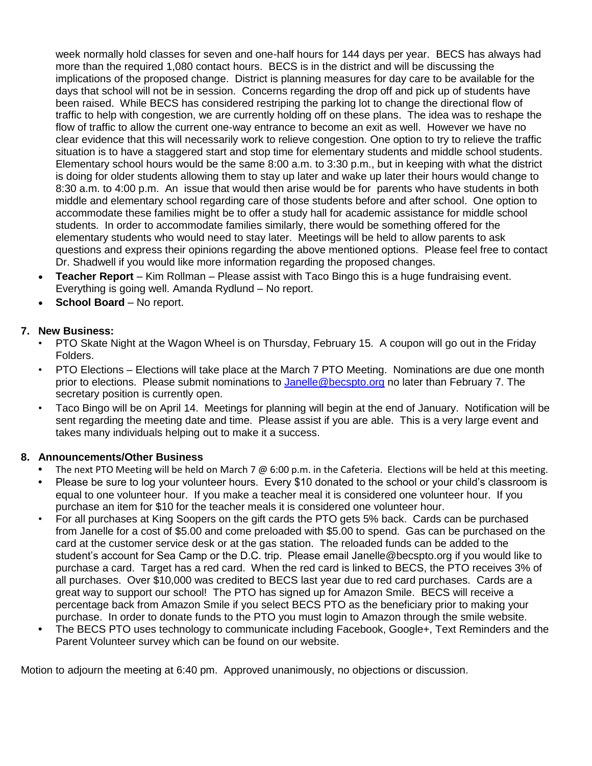week normally hold classes for seven and one-half hours for 144 days per year. BECS has always had more than the required 1,080 contact hours. BECS is in the district and will be discussing the implications of the proposed change. District is planning measures for day care to be available for the days that school will not be in session. Concerns regarding the drop off and pick up of students have been raised. While BECS has considered restriping the parking lot to change the directional flow of traffic to help with congestion, we are currently holding off on these plans. The idea was to reshape the flow of traffic to allow the current one-way entrance to become an exit as well. However we have no clear evidence that this will necessarily work to relieve congestion. One option to try to relieve the traffic situation is to have a staggered start and stop time for elementary students and middle school students. Elementary school hours would be the same 8:00 a.m. to 3:30 p.m., but in keeping with what the district is doing for older students allowing them to stay up later and wake up later their hours would change to 8:30 a.m. to 4:00 p.m. An issue that would then arise would be for parents who have students in both middle and elementary school regarding care of those students before and after school. One option to accommodate these families might be to offer a study hall for academic assistance for middle school students. In order to accommodate families similarly, there would be something offered for the elementary students who would need to stay later. Meetings will be held to allow parents to ask questions and express their opinions regarding the above mentioned options. Please feel free to contact Dr. Shadwell if you would like more information regarding the proposed changes.

- **Teacher Report** – Kim Rollman – Please assist with Taco Bingo this is a huge fundraising event. Everything is going well. Amanda Rydlund – No report.
- **School Board** – No report.

**7. New Business:**

- PTO Skate Night at the Wagon Wheel is on Thursday, February 15. A coupon will go out in the Friday Folders.
- PTO Elections – Elections will take place at the March 7 PTO Meeting. Nominations are due one month prior to elections. Please submit nominations to Janelle@becspto.org no later than February 7. The secretary position is currently open.
- Taco Bingo will be on April 14. Meetings for planning will begin at the end of January. Notification will be sent regarding the meeting date and time. Please assist if you are able. This is a very large event and takes many individuals helping out to make it a success.

**8. Announcements/Other Business**

- The next PTO Meeting will be held on March 7 @ 6:00 p.m. in the Cafeteria. Elections will be held at this meeting.
- Please be sure to log your volunteer hours. Every $10 donated to the school or your child's classroom is equal to one volunteer hour. If you make a teacher meal it is considered one volunteer hour. If you purchase an item for $10 for the teacher meals it is considered one volunteer hour.
- For all purchases at King Soopers on the gift cards the PTO gets 5% back. Cards can be purchased from Janelle for a cost of $5.00 and come preloaded with $5.00 to spend. Gas can be purchased on the card at the customer service desk or at the gas station. The reloaded funds can be added to the student's account for Sea Camp or the D.C. trip. Please email Janelle@becspto.org if you would like to purchase a card. Target has a red card. When the red card is linked to BECS, the PTO receives 3% of all purchases. Over $10,000 was credited to BECS last year due to red card purchases. Cards are a great way to support our school! The PTO has signed up for Amazon Smile. BECS will receive a percentage back from Amazon Smile if you select BECS PTO as the beneficiary prior to making your purchase. In order to donate funds to the PTO you must login to Amazon through the smile website.
- The BECS PTO uses technology to communicate including Facebook, Google+, Text Reminders and the Parent Volunteer survey which can be found on our website.

Motion to adjourn the meeting at 6:40 pm. Approved unanimously, no objections or discussion.